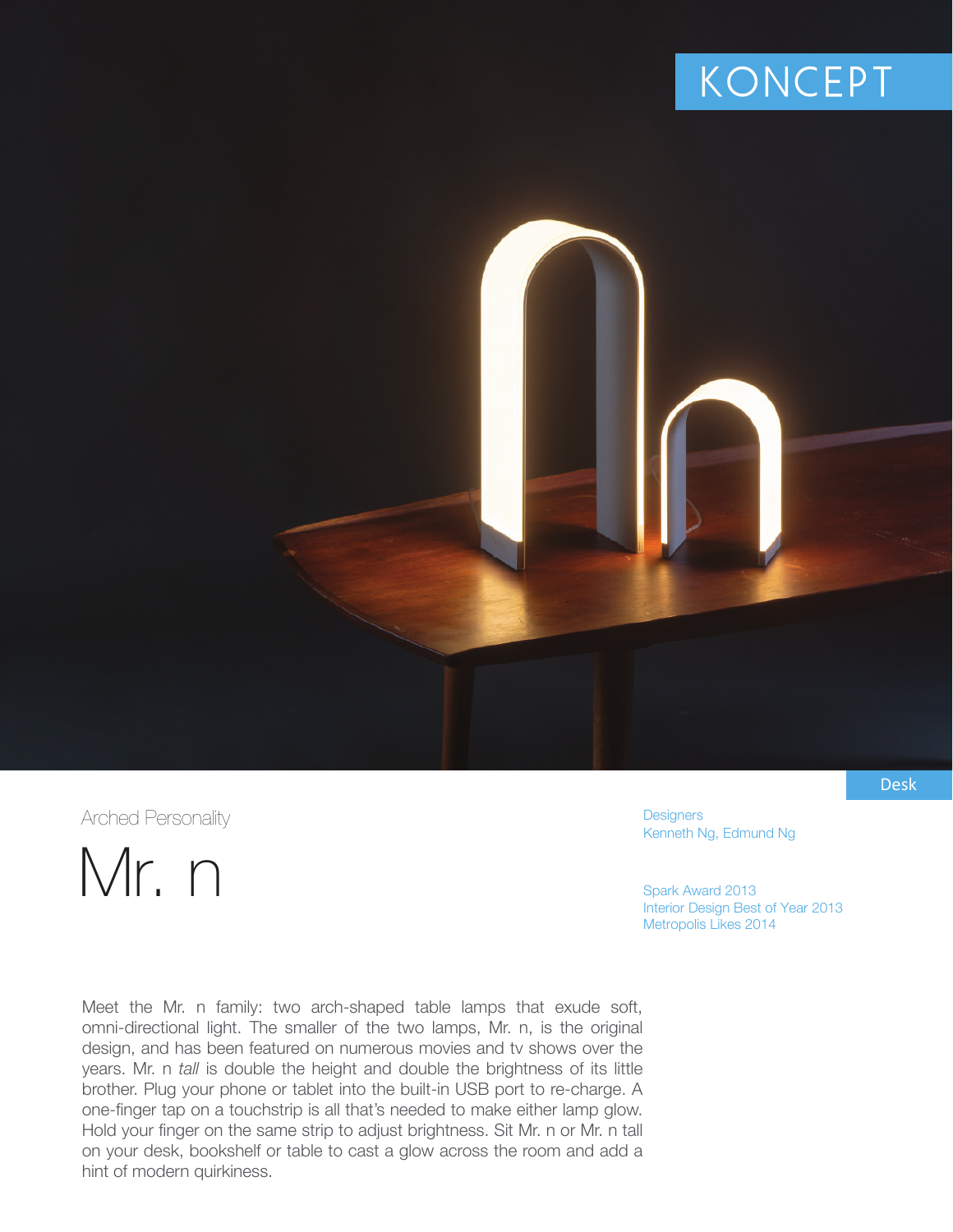KONCEPT

Desk

Arched Personality

# Mr. n

Designers
Kenneth Ng, Edmund Ng

Spark Award 2013
Interior Design Best of Year 2013
Metropolis Likes 2014

Meet the Mr. n family: two arch-shaped table lamps that exude soft, omni-directional light. The smaller of the two lamps, Mr. n, is the original design, and has been featured on numerous movies and tv shows over the years. Mr. n *tall* is double the height and double the brightness of its little brother. Plug your phone or tablet into the built-in USB port to re-charge. A one-finger tap on a touchstrip is all that's needed to make either lamp glow. Hold your finger on the same strip to adjust brightness. Sit Mr. n or Mr. n tall on your desk, bookshelf or table to cast a glow across the room and add a hint of modern quirkiness.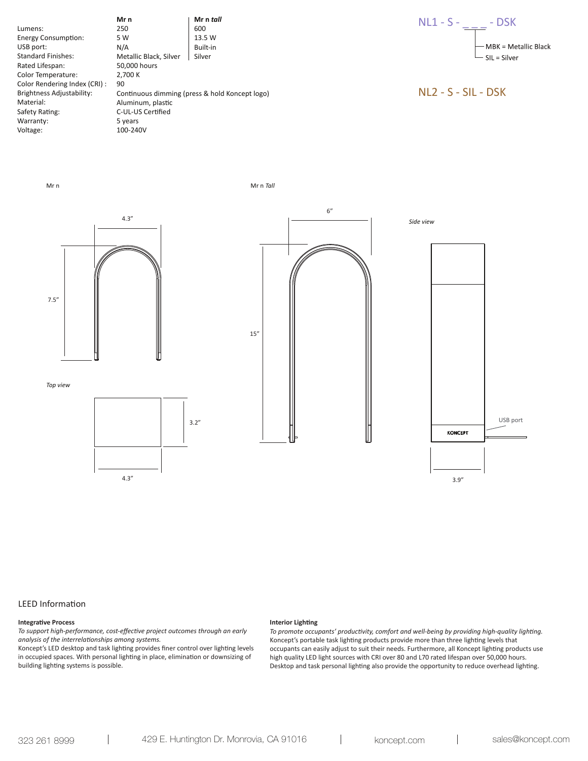| | Mr n | Mr n *tall* |
|---|---|---|
| Lumens: | 250 | 600 |
| Energy Consumption: | 5 W | 13.5 W |
| USB port: | N/A | Built-in |
| Standard Finishes: | Metallic Black, Silver | Silver |
| Rated Lifespan: | 50,000 hours | |
| Color Temperature: | 2,700 K | |
| Color Rendering Index (CRI) : | 90 | |
| Brightness Adjustability: | Continuous dimming (press & hold Koncept logo) | |
| Material: | Aluminum, plastic | |
| Safety Rating: | C-UL-US Certified | |
| Warranty: | 5 years | |
| Voltage: | 100-240V | |

NL1 - S - _ _ _ - DSK

MBK = Metallic Black
SIL = Silver

NL2 - S - SIL - DSK

Mr n

4.3″

7.5″

*Top view*

3.2″

4.3″

Mr n *Tall*

6″

15″

*Side view*

USB port

KONCEPT

3.9″

## LEED Information

**Integrative Process**

*To support high-performance, cost-effective project outcomes through an early analysis of the interrelationships among systems.*

Koncept's LED desktop and task lighting provides finer control over lighting levels in occupied spaces. With personal lighting in place, elimination or downsizing of building lighting systems is possible.

**Interior Lighting**

*To promote occupants' productivity, comfort and well-being by providing high-quality lighting.*

Koncept's portable task lighting products provide more than three lighting levels that occupants can easily adjust to suit their needs. Furthermore, all Koncept lighting products use high quality LED light sources with CRI over 80 and L70 rated lifespan over 50,000 hours. Desktop and task personal lighting also provide the opportunity to reduce overhead lighting.

323 261 8999 | 429 E. Huntington Dr. Monrovia, CA 91016 | koncept.com | sales@koncept.com